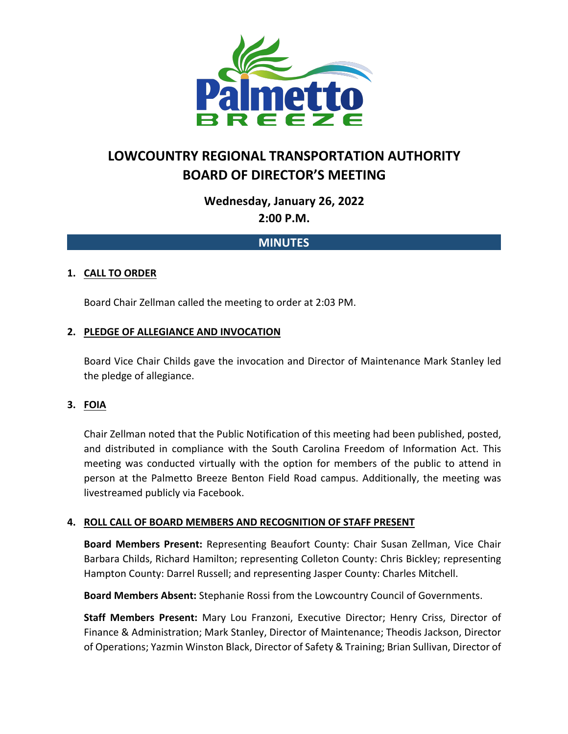# LOWCOUNTRY REGIONAL TRANSPORTATION AUTHORITY
# BOARD OF DIRECTOR'S MEETING

## Wednesday, January 26, 2022
## 2:00 P.M.

## MINUTES

### 1. CALL TO ORDER

Board Chair Zellman called the meeting to order at 2:03 PM.

### 2. PLEDGE OF ALLEGIANCE AND INVOCATION

Board Vice Chair Childs gave the invocation and Director of Maintenance Mark Stanley led the pledge of allegiance.

### 3. FOIA

Chair Zellman noted that the Public Notification of this meeting had been published, posted, and distributed in compliance with the South Carolina Freedom of Information Act. This meeting was conducted virtually with the option for members of the public to attend in person at the Palmetto Breeze Benton Field Road campus. Additionally, the meeting was livestreamed publicly via Facebook.

### 4. ROLL CALL OF BOARD MEMBERS AND RECOGNITION OF STAFF PRESENT

**Board Members Present:** Representing Beaufort County: Chair Susan Zellman, Vice Chair Barbara Childs, Richard Hamilton; representing Colleton County: Chris Bickley; representing Hampton County: Darrel Russell; and representing Jasper County: Charles Mitchell.

**Board Members Absent:** Stephanie Rossi from the Lowcountry Council of Governments.

**Staff Members Present:** Mary Lou Franzoni, Executive Director; Henry Criss, Director of Finance & Administration; Mark Stanley, Director of Maintenance; Theodis Jackson, Director of Operations; Yazmin Winston Black, Director of Safety & Training; Brian Sullivan, Director of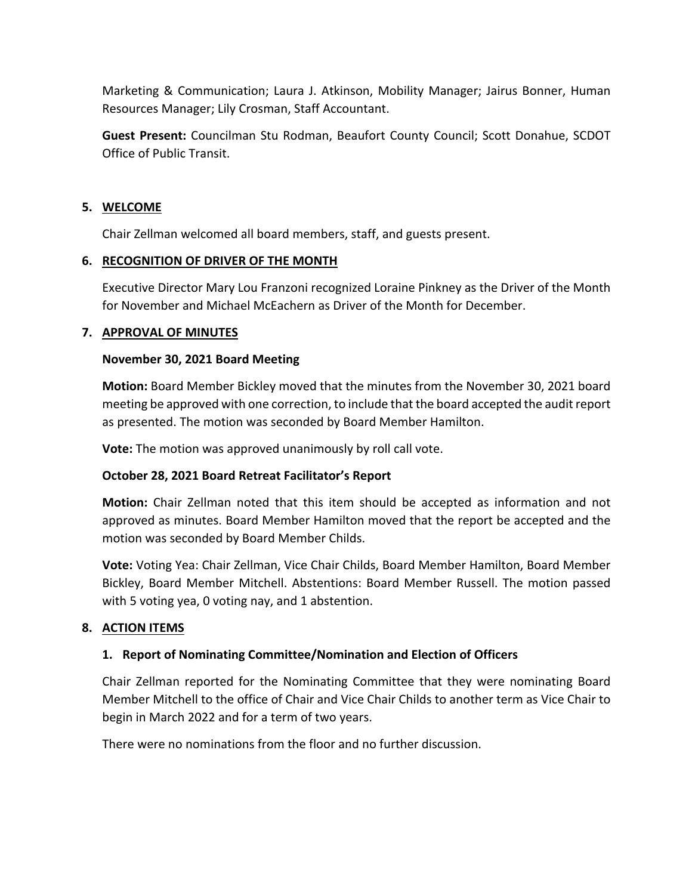Marketing & Communication; Laura J. Atkinson, Mobility Manager; Jairus Bonner, Human Resources Manager; Lily Crosman, Staff Accountant.

**Guest Present:** Councilman Stu Rodman, Beaufort County Council; Scott Donahue, SCDOT Office of Public Transit.

## 5. WELCOME

Chair Zellman welcomed all board members, staff, and guests present.

## 6. RECOGNITION OF DRIVER OF THE MONTH

Executive Director Mary Lou Franzoni recognized Loraine Pinkney as the Driver of the Month for November and Michael McEachern as Driver of the Month for December.

## 7. APPROVAL OF MINUTES

### November 30, 2021 Board Meeting

**Motion:** Board Member Bickley moved that the minutes from the November 30, 2021 board meeting be approved with one correction, to include that the board accepted the audit report as presented. The motion was seconded by Board Member Hamilton.

**Vote:** The motion was approved unanimously by roll call vote.

### October 28, 2021 Board Retreat Facilitator's Report

**Motion:** Chair Zellman noted that this item should be accepted as information and not approved as minutes. Board Member Hamilton moved that the report be accepted and the motion was seconded by Board Member Childs.

**Vote:** Voting Yea: Chair Zellman, Vice Chair Childs, Board Member Hamilton, Board Member Bickley, Board Member Mitchell. Abstentions: Board Member Russell. The motion passed with 5 voting yea, 0 voting nay, and 1 abstention.

## 8. ACTION ITEMS

### 1. Report of Nominating Committee/Nomination and Election of Officers

Chair Zellman reported for the Nominating Committee that they were nominating Board Member Mitchell to the office of Chair and Vice Chair Childs to another term as Vice Chair to begin in March 2022 and for a term of two years.

There were no nominations from the floor and no further discussion.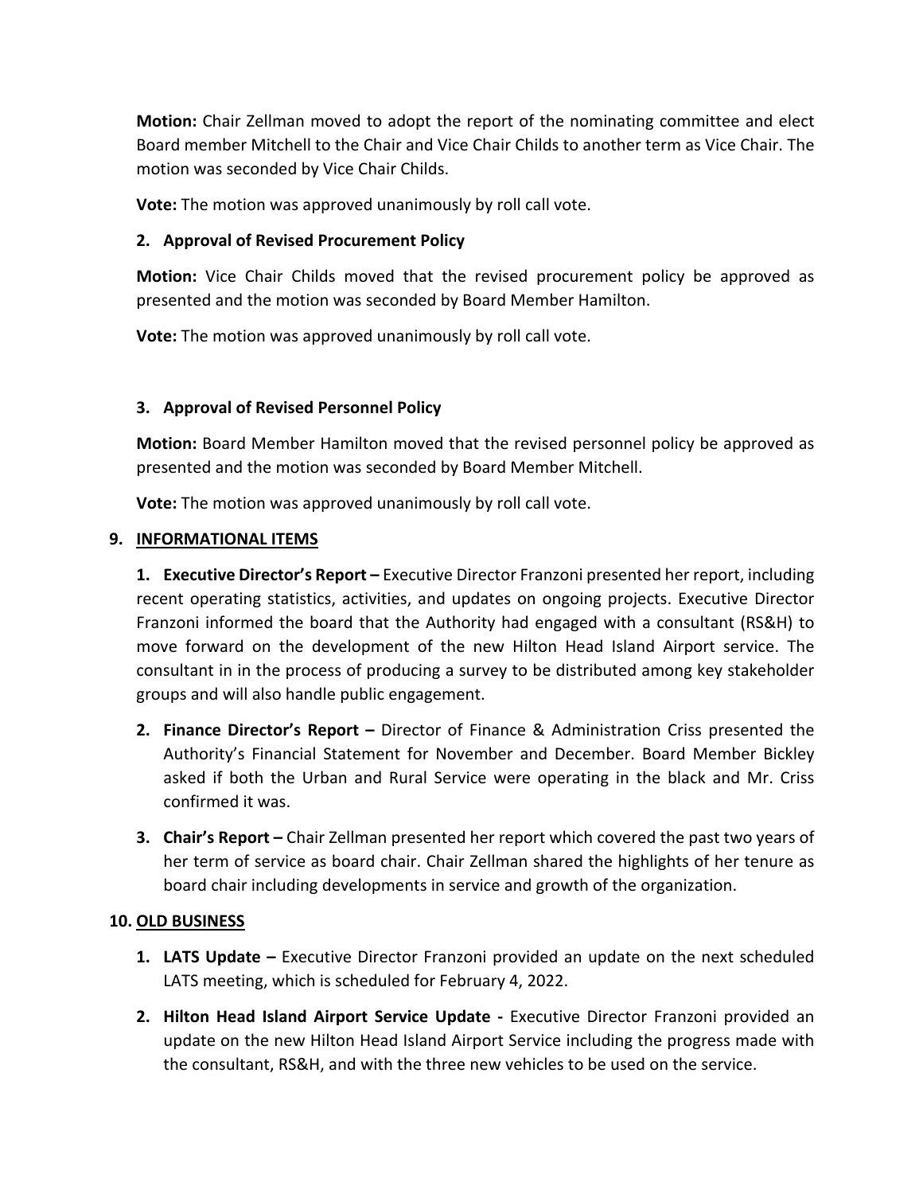**Motion:** Chair Zellman moved to adopt the report of the nominating committee and elect Board member Mitchell to the Chair and Vice Chair Childs to another term as Vice Chair. The motion was seconded by Vice Chair Childs.

**Vote:** The motion was approved unanimously by roll call vote.

**2. Approval of Revised Procurement Policy**

**Motion:** Vice Chair Childs moved that the revised procurement policy be approved as presented and the motion was seconded by Board Member Hamilton.

**Vote:** The motion was approved unanimously by roll call vote.

**3. Approval of Revised Personnel Policy**

**Motion:** Board Member Hamilton moved that the revised personnel policy be approved as presented and the motion was seconded by Board Member Mitchell.

**Vote:** The motion was approved unanimously by roll call vote.

## 9. INFORMATIONAL ITEMS

1. **Executive Director's Report –** Executive Director Franzoni presented her report, including recent operating statistics, activities, and updates on ongoing projects. Executive Director Franzoni informed the board that the Authority had engaged with a consultant (RS&H) to move forward on the development of the new Hilton Head Island Airport service. The consultant in in the process of producing a survey to be distributed among key stakeholder groups and will also handle public engagement.
2. **Finance Director's Report –** Director of Finance & Administration Criss presented the Authority's Financial Statement for November and December. Board Member Bickley asked if both the Urban and Rural Service were operating in the black and Mr. Criss confirmed it was.
3. **Chair's Report –** Chair Zellman presented her report which covered the past two years of her term of service as board chair. Chair Zellman shared the highlights of her tenure as board chair including developments in service and growth of the organization.

## 10. OLD BUSINESS

1. **LATS Update –** Executive Director Franzoni provided an update on the next scheduled LATS meeting, which is scheduled for February 4, 2022.
2. **Hilton Head Island Airport Service Update -** Executive Director Franzoni provided an update on the new Hilton Head Island Airport Service including the progress made with the consultant, RS&H, and with the three new vehicles to be used on the service.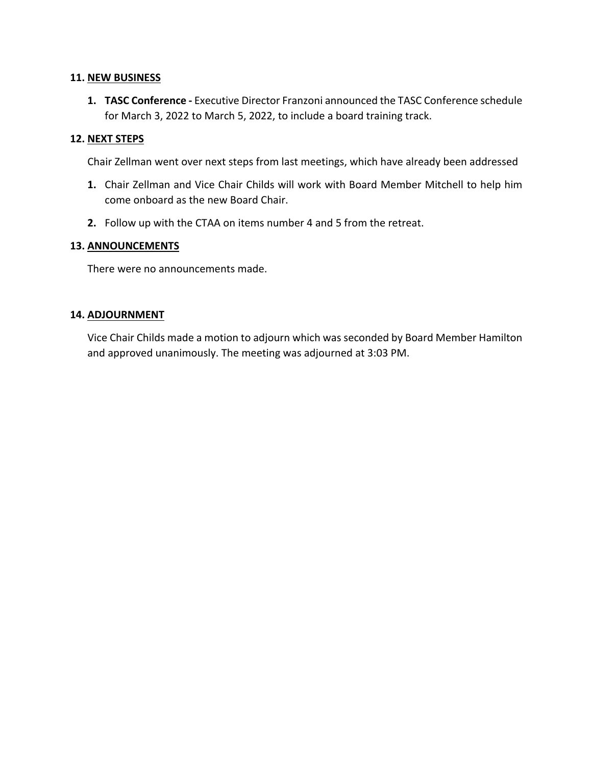## 11. NEW BUSINESS

1. **TASC Conference -** Executive Director Franzoni announced the TASC Conference schedule for March 3, 2022 to March 5, 2022, to include a board training track.

## 12. NEXT STEPS

Chair Zellman went over next steps from last meetings, which have already been addressed

1. Chair Zellman and Vice Chair Childs will work with Board Member Mitchell to help him come onboard as the new Board Chair.
2. Follow up with the CTAA on items number 4 and 5 from the retreat.

## 13. ANNOUNCEMENTS

There were no announcements made.

## 14. ADJOURNMENT

Vice Chair Childs made a motion to adjourn which was seconded by Board Member Hamilton and approved unanimously. The meeting was adjourned at 3:03 PM.